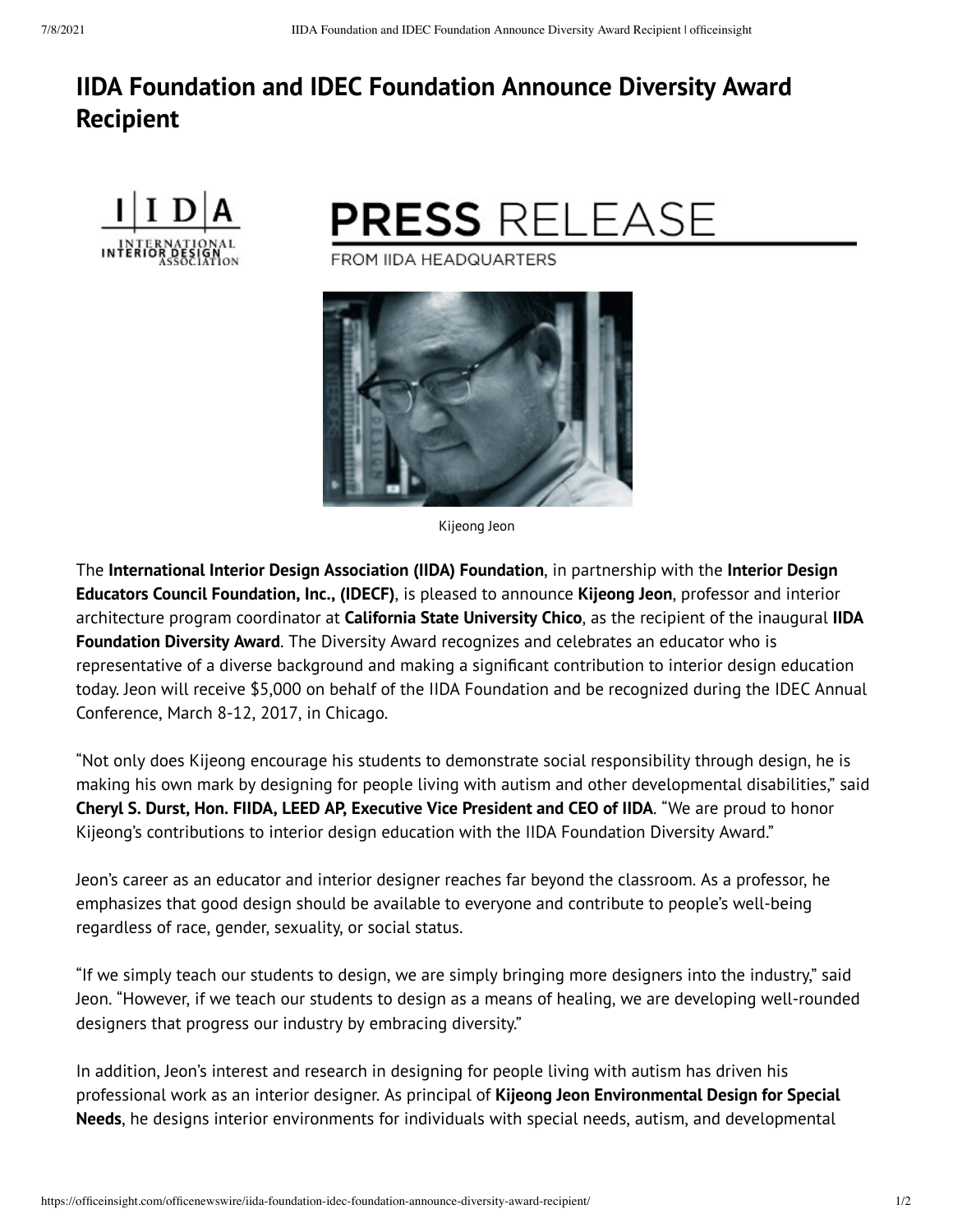# IIDA Foundation and IDEC Foundation Announce Diversity Award Recipient

PRESS RELEASE

FROM IIDA HEADQUARTERS

Kijeong Jeon

The **International Interior Design Association (IIDA) Foundation**, in partnership with the **Interior Design Educators Council Foundation, Inc., (IDECF)**, is pleased to announce **Kijeong Jeon**, professor and interior architecture program coordinator at **California State University Chico**, as the recipient of the inaugural **IIDA Foundation Diversity Award**. The Diversity Award recognizes and celebrates an educator who is representative of a diverse background and making a significant contribution to interior design education today. Jeon will receive $5,000 on behalf of the IIDA Foundation and be recognized during the IDEC Annual Conference, March 8-12, 2017, in Chicago.

"Not only does Kijeong encourage his students to demonstrate social responsibility through design, he is making his own mark by designing for people living with autism and other developmental disabilities," said **Cheryl S. Durst, Hon. FIIDA, LEED AP, Executive Vice President and CEO of IIDA**. "We are proud to honor Kijeong's contributions to interior design education with the IIDA Foundation Diversity Award."

Jeon's career as an educator and interior designer reaches far beyond the classroom. As a professor, he emphasizes that good design should be available to everyone and contribute to people's well-being regardless of race, gender, sexuality, or social status.

"If we simply teach our students to design, we are simply bringing more designers into the industry," said Jeon. "However, if we teach our students to design as a means of healing, we are developing well-rounded designers that progress our industry by embracing diversity."

In addition, Jeon's interest and research in designing for people living with autism has driven his professional work as an interior designer. As principal of **Kijeong Jeon Environmental Design for Special Needs**, he designs interior environments for individuals with special needs, autism, and developmental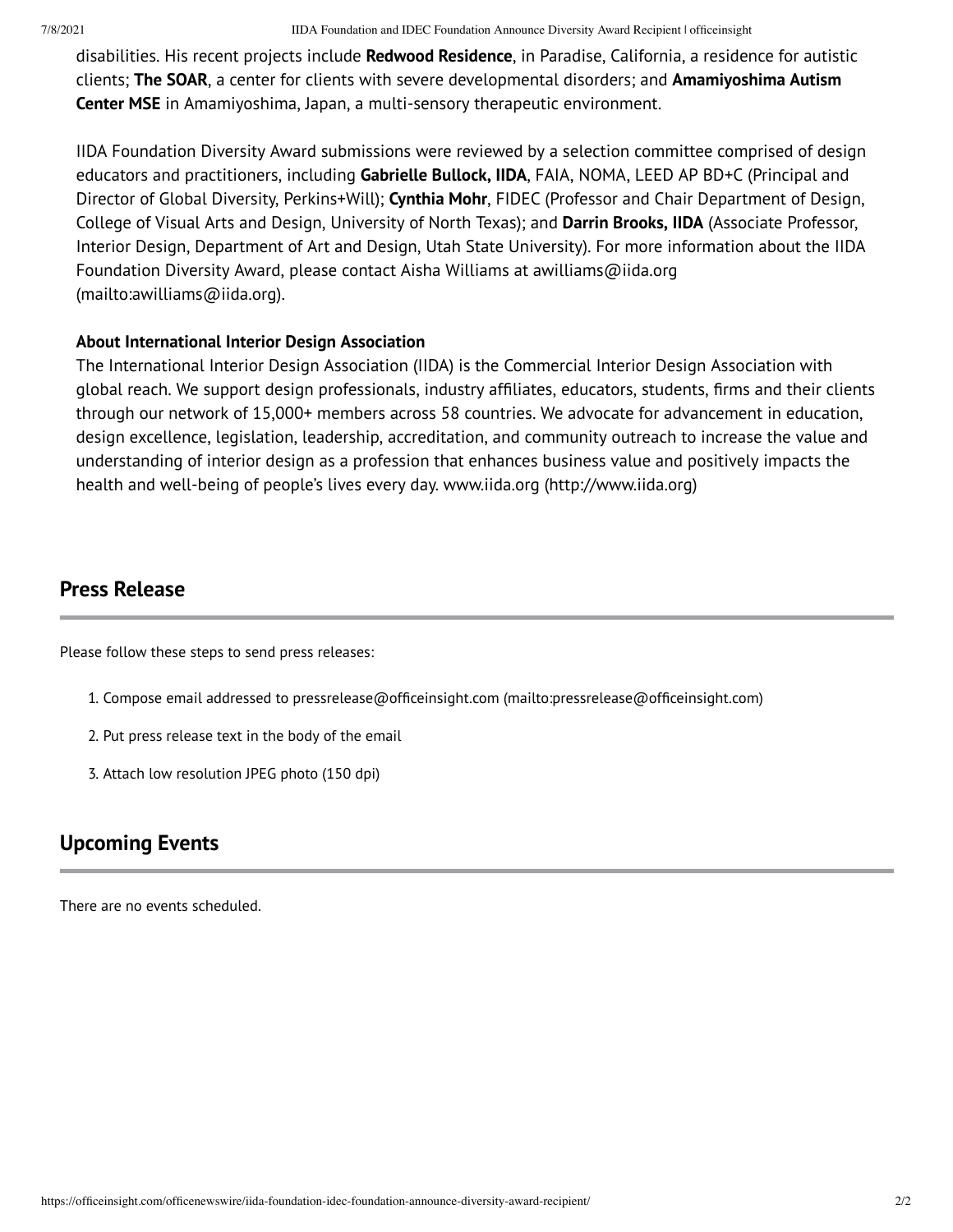disabilities. His recent projects include **Redwood Residence**, in Paradise, California, a residence for autistic clients; **The SOAR**, a center for clients with severe developmental disorders; and **Amamiyoshima Autism Center MSE** in Amamiyoshima, Japan, a multi-sensory therapeutic environment.

IIDA Foundation Diversity Award submissions were reviewed by a selection committee comprised of design educators and practitioners, including **Gabrielle Bullock, IIDA**, FAIA, NOMA, LEED AP BD+C (Principal and Director of Global Diversity, Perkins+Will); **Cynthia Mohr**, FIDEC (Professor and Chair Department of Design, College of Visual Arts and Design, University of North Texas); and **Darrin Brooks, IIDA** (Associate Professor, Interior Design, Department of Art and Design, Utah State University). For more information about the IIDA Foundation Diversity Award, please contact Aisha Williams at awilliams@iida.org (mailto:awilliams@iida.org).

**About International Interior Design Association**

The International Interior Design Association (IIDA) is the Commercial Interior Design Association with global reach. We support design professionals, industry affiliates, educators, students, firms and their clients through our network of 15,000+ members across 58 countries. We advocate for advancement in education, design excellence, legislation, leadership, accreditation, and community outreach to increase the value and understanding of interior design as a profession that enhances business value and positively impacts the health and well-being of people's lives every day. www.iida.org (http://www.iida.org)

## Press Release

Please follow these steps to send press releases:

1. Compose email addressed to pressrelease@officeinsight.com (mailto:pressrelease@officeinsight.com)
2. Put press release text in the body of the email
3. Attach low resolution JPEG photo (150 dpi)

## Upcoming Events

There are no events scheduled.